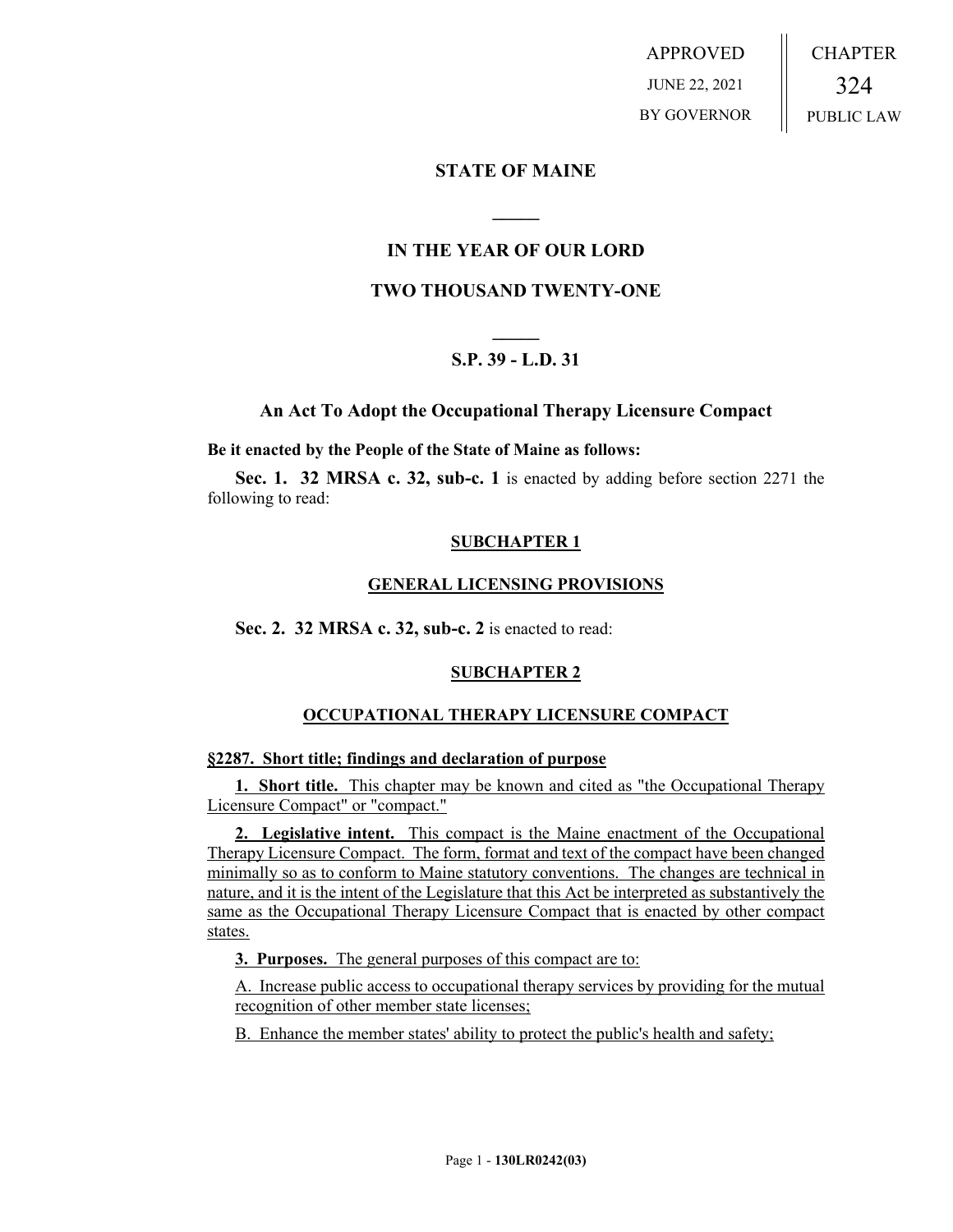APPROVED

JUNE 22, 2021

BY GOVERNOR

CHAPTER

324

PUBLIC LAW

**STATE OF MAINE**

**IN THE YEAR OF OUR LORD**

**TWO THOUSAND TWENTY-ONE**

**S.P. 39 - L.D. 31**

**An Act To Adopt the Occupational Therapy Licensure Compact**

**Be it enacted by the People of the State of Maine as follows:**

**Sec. 1. 32 MRSA c. 32, sub-c. 1** is enacted by adding before section 2271 the following to read:

**SUBCHAPTER 1**

**GENERAL LICENSING PROVISIONS**

**Sec. 2. 32 MRSA c. 32, sub-c. 2** is enacted to read:

**SUBCHAPTER 2**

**OCCUPATIONAL THERAPY LICENSURE COMPACT**

**§2287. Short title; findings and declaration of purpose**

**1. Short title.** This chapter may be known and cited as "the Occupational Therapy Licensure Compact" or "compact."

**2. Legislative intent.** This compact is the Maine enactment of the Occupational Therapy Licensure Compact. The form, format and text of the compact have been changed minimally so as to conform to Maine statutory conventions. The changes are technical in nature, and it is the intent of the Legislature that this Act be interpreted as substantively the same as the Occupational Therapy Licensure Compact that is enacted by other compact states.

**3. Purposes.** The general purposes of this compact are to:

A. Increase public access to occupational therapy services by providing for the mutual recognition of other member state licenses;

B. Enhance the member states' ability to protect the public's health and safety;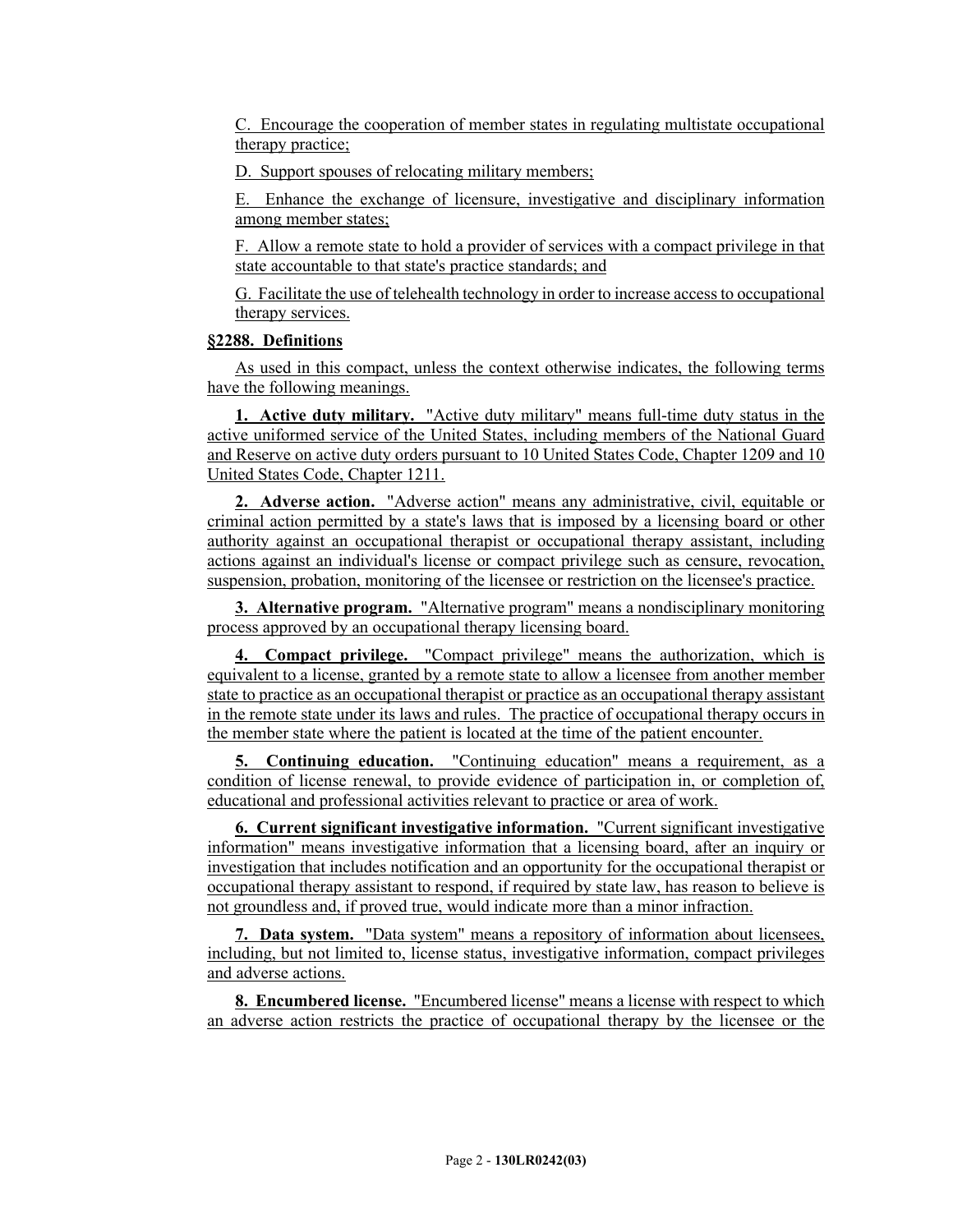C. Encourage the cooperation of member states in regulating multistate occupational therapy practice;

D. Support spouses of relocating military members;

E. Enhance the exchange of licensure, investigative and disciplinary information among member states;

F. Allow a remote state to hold a provider of services with a compact privilege in that state accountable to that state's practice standards; and

G. Facilitate the use of telehealth technology in order to increase access to occupational therapy services.

**§2288. Definitions**

As used in this compact, unless the context otherwise indicates, the following terms have the following meanings.

**1. Active duty military.** "Active duty military" means full-time duty status in the active uniformed service of the United States, including members of the National Guard and Reserve on active duty orders pursuant to 10 United States Code, Chapter 1209 and 10 United States Code, Chapter 1211.

**2. Adverse action.** "Adverse action" means any administrative, civil, equitable or criminal action permitted by a state's laws that is imposed by a licensing board or other authority against an occupational therapist or occupational therapy assistant, including actions against an individual's license or compact privilege such as censure, revocation, suspension, probation, monitoring of the licensee or restriction on the licensee's practice.

**3. Alternative program.** "Alternative program" means a nondisciplinary monitoring process approved by an occupational therapy licensing board.

**4. Compact privilege.** "Compact privilege" means the authorization, which is equivalent to a license, granted by a remote state to allow a licensee from another member state to practice as an occupational therapist or practice as an occupational therapy assistant in the remote state under its laws and rules. The practice of occupational therapy occurs in the member state where the patient is located at the time of the patient encounter.

**5. Continuing education.** "Continuing education" means a requirement, as a condition of license renewal, to provide evidence of participation in, or completion of, educational and professional activities relevant to practice or area of work.

**6. Current significant investigative information.** "Current significant investigative information" means investigative information that a licensing board, after an inquiry or investigation that includes notification and an opportunity for the occupational therapist or occupational therapy assistant to respond, if required by state law, has reason to believe is not groundless and, if proved true, would indicate more than a minor infraction.

**7. Data system.** "Data system" means a repository of information about licensees, including, but not limited to, license status, investigative information, compact privileges and adverse actions.

**8. Encumbered license.** "Encumbered license" means a license with respect to which an adverse action restricts the practice of occupational therapy by the licensee or the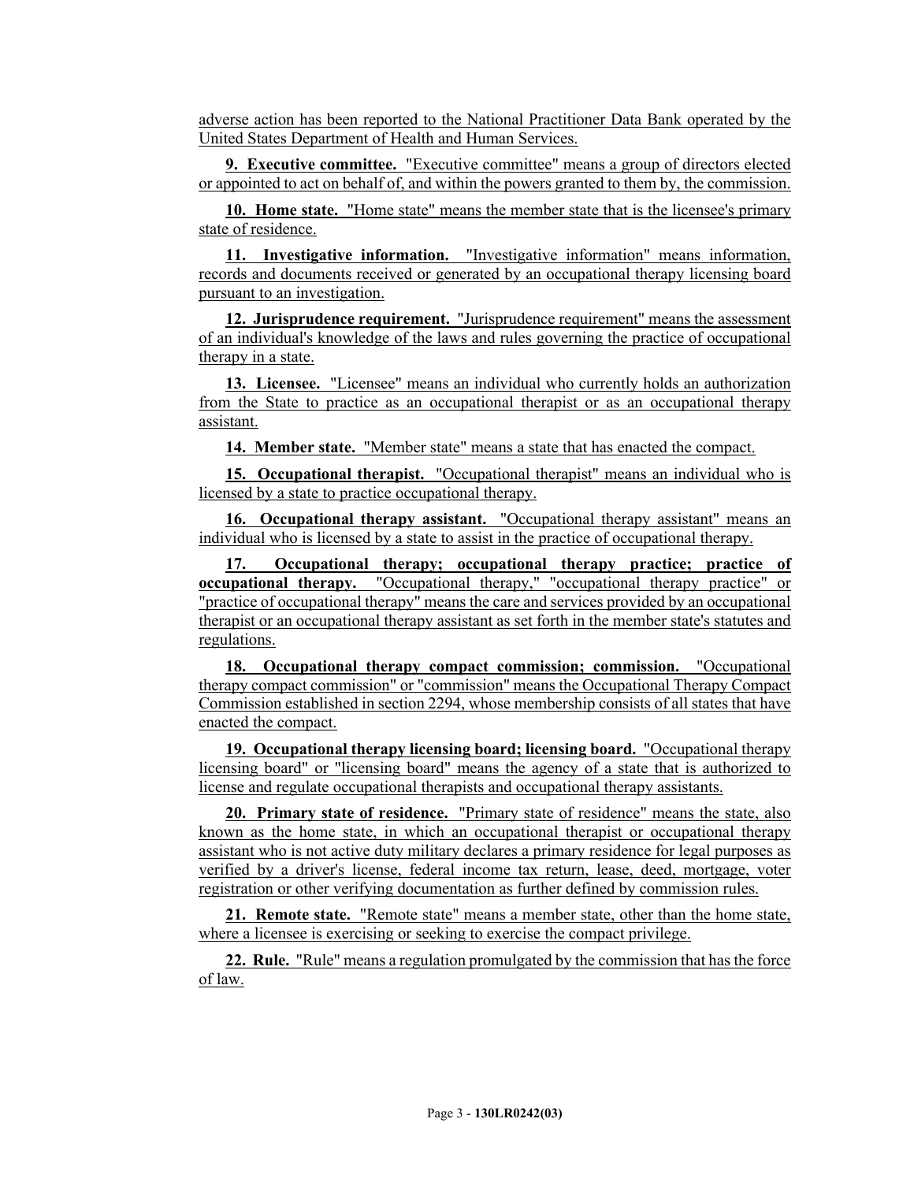adverse action has been reported to the National Practitioner Data Bank operated by the United States Department of Health and Human Services.

**9. Executive committee.** "Executive committee" means a group of directors elected or appointed to act on behalf of, and within the powers granted to them by, the commission.

**10. Home state.** "Home state" means the member state that is the licensee's primary state of residence.

**11. Investigative information.** "Investigative information" means information, records and documents received or generated by an occupational therapy licensing board pursuant to an investigation.

**12. Jurisprudence requirement.** "Jurisprudence requirement" means the assessment of an individual's knowledge of the laws and rules governing the practice of occupational therapy in a state.

**13. Licensee.** "Licensee" means an individual who currently holds an authorization from the State to practice as an occupational therapist or as an occupational therapy assistant.

**14. Member state.** "Member state" means a state that has enacted the compact.

**15. Occupational therapist.** "Occupational therapist" means an individual who is licensed by a state to practice occupational therapy.

**16. Occupational therapy assistant.** "Occupational therapy assistant" means an individual who is licensed by a state to assist in the practice of occupational therapy.

**17. Occupational therapy; occupational therapy practice; practice of occupational therapy.** "Occupational therapy," "occupational therapy practice" or "practice of occupational therapy" means the care and services provided by an occupational therapist or an occupational therapy assistant as set forth in the member state's statutes and regulations.

**18. Occupational therapy compact commission; commission.** "Occupational therapy compact commission" or "commission" means the Occupational Therapy Compact Commission established in section 2294, whose membership consists of all states that have enacted the compact.

**19. Occupational therapy licensing board; licensing board.** "Occupational therapy licensing board" or "licensing board" means the agency of a state that is authorized to license and regulate occupational therapists and occupational therapy assistants.

**20. Primary state of residence.** "Primary state of residence" means the state, also known as the home state, in which an occupational therapist or occupational therapy assistant who is not active duty military declares a primary residence for legal purposes as verified by a driver's license, federal income tax return, lease, deed, mortgage, voter registration or other verifying documentation as further defined by commission rules.

**21. Remote state.** "Remote state" means a member state, other than the home state, where a licensee is exercising or seeking to exercise the compact privilege.

**22. Rule.** "Rule" means a regulation promulgated by the commission that has the force of law.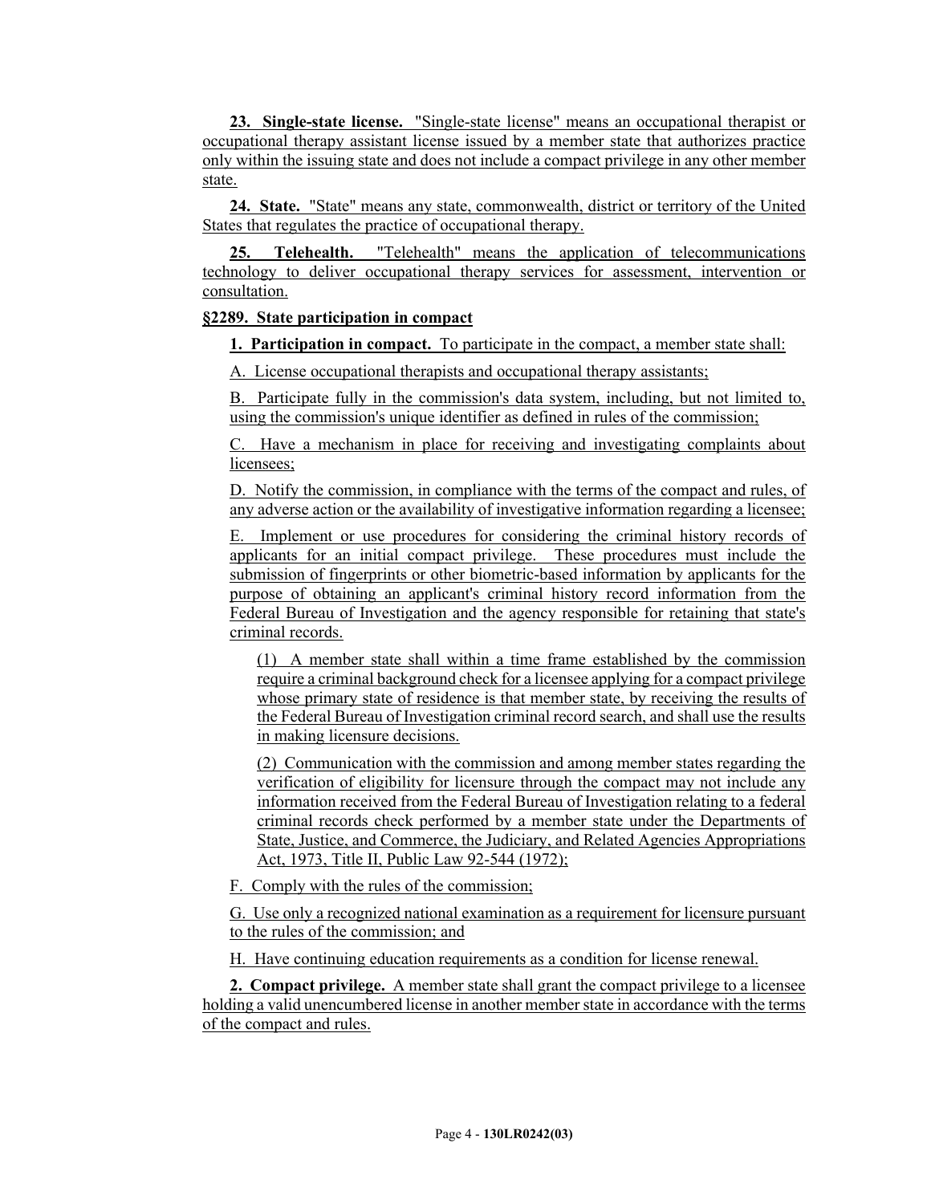**23. Single-state license.** "Single-state license" means an occupational therapist or occupational therapy assistant license issued by a member state that authorizes practice only within the issuing state and does not include a compact privilege in any other member state.

**24. State.** "State" means any state, commonwealth, district or territory of the United States that regulates the practice of occupational therapy.

**25. Telehealth.** "Telehealth" means the application of telecommunications technology to deliver occupational therapy services for assessment, intervention or consultation.

**§2289. State participation in compact**

**1. Participation in compact.** To participate in the compact, a member state shall:

A. License occupational therapists and occupational therapy assistants;

B. Participate fully in the commission's data system, including, but not limited to, using the commission's unique identifier as defined in rules of the commission;

C. Have a mechanism in place for receiving and investigating complaints about licensees;

D. Notify the commission, in compliance with the terms of the compact and rules, of any adverse action or the availability of investigative information regarding a licensee;

E. Implement or use procedures for considering the criminal history records of applicants for an initial compact privilege. These procedures must include the submission of fingerprints or other biometric-based information by applicants for the purpose of obtaining an applicant's criminal history record information from the Federal Bureau of Investigation and the agency responsible for retaining that state's criminal records.

(1) A member state shall within a time frame established by the commission require a criminal background check for a licensee applying for a compact privilege whose primary state of residence is that member state, by receiving the results of the Federal Bureau of Investigation criminal record search, and shall use the results in making licensure decisions.

(2) Communication with the commission and among member states regarding the verification of eligibility for licensure through the compact may not include any information received from the Federal Bureau of Investigation relating to a federal criminal records check performed by a member state under the Departments of State, Justice, and Commerce, the Judiciary, and Related Agencies Appropriations Act, 1973, Title II, Public Law 92-544 (1972);

F. Comply with the rules of the commission;

G. Use only a recognized national examination as a requirement for licensure pursuant to the rules of the commission; and

H. Have continuing education requirements as a condition for license renewal.

**2. Compact privilege.** A member state shall grant the compact privilege to a licensee holding a valid unencumbered license in another member state in accordance with the terms of the compact and rules.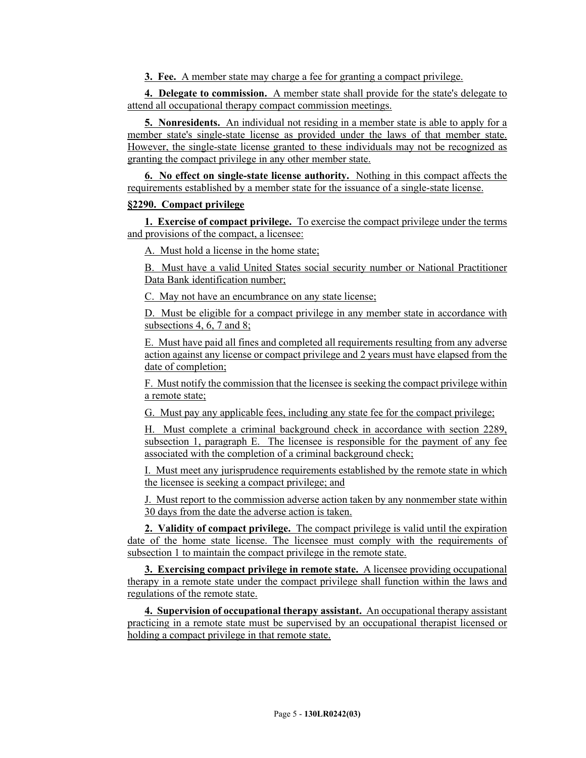**3. Fee.** A member state may charge a fee for granting a compact privilege.

**4. Delegate to commission.** A member state shall provide for the state's delegate to attend all occupational therapy compact commission meetings.

**5. Nonresidents.** An individual not residing in a member state is able to apply for a member state's single-state license as provided under the laws of that member state. However, the single-state license granted to these individuals may not be recognized as granting the compact privilege in any other member state.

**6. No effect on single-state license authority.** Nothing in this compact affects the requirements established by a member state for the issuance of a single-state license.

**§2290. Compact privilege**

**1. Exercise of compact privilege.** To exercise the compact privilege under the terms and provisions of the compact, a licensee:

A. Must hold a license in the home state;

B. Must have a valid United States social security number or National Practitioner Data Bank identification number;

C. May not have an encumbrance on any state license;

D. Must be eligible for a compact privilege in any member state in accordance with subsections 4, 6, 7 and 8;

E. Must have paid all fines and completed all requirements resulting from any adverse action against any license or compact privilege and 2 years must have elapsed from the date of completion;

F. Must notify the commission that the licensee is seeking the compact privilege within a remote state;

G. Must pay any applicable fees, including any state fee for the compact privilege;

H. Must complete a criminal background check in accordance with section 2289, subsection 1, paragraph E. The licensee is responsible for the payment of any fee associated with the completion of a criminal background check;

I. Must meet any jurisprudence requirements established by the remote state in which the licensee is seeking a compact privilege; and

J. Must report to the commission adverse action taken by any nonmember state within 30 days from the date the adverse action is taken.

**2. Validity of compact privilege.** The compact privilege is valid until the expiration date of the home state license. The licensee must comply with the requirements of subsection 1 to maintain the compact privilege in the remote state.

**3. Exercising compact privilege in remote state.** A licensee providing occupational therapy in a remote state under the compact privilege shall function within the laws and regulations of the remote state.

**4. Supervision of occupational therapy assistant.** An occupational therapy assistant practicing in a remote state must be supervised by an occupational therapist licensed or holding a compact privilege in that remote state.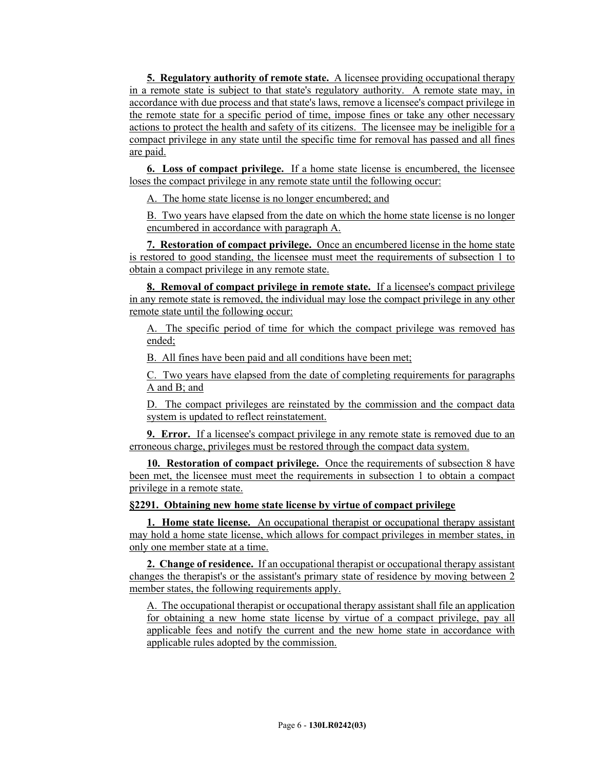**5. Regulatory authority of remote state.** A licensee providing occupational therapy in a remote state is subject to that state's regulatory authority. A remote state may, in accordance with due process and that state's laws, remove a licensee's compact privilege in the remote state for a specific period of time, impose fines or take any other necessary actions to protect the health and safety of its citizens. The licensee may be ineligible for a compact privilege in any state until the specific time for removal has passed and all fines are paid.

**6. Loss of compact privilege.** If a home state license is encumbered, the licensee loses the compact privilege in any remote state until the following occur:

A. The home state license is no longer encumbered; and

B. Two years have elapsed from the date on which the home state license is no longer encumbered in accordance with paragraph A.

**7. Restoration of compact privilege.** Once an encumbered license in the home state is restored to good standing, the licensee must meet the requirements of subsection 1 to obtain a compact privilege in any remote state.

**8. Removal of compact privilege in remote state.** If a licensee's compact privilege in any remote state is removed, the individual may lose the compact privilege in any other remote state until the following occur:

A. The specific period of time for which the compact privilege was removed has ended;

B. All fines have been paid and all conditions have been met;

C. Two years have elapsed from the date of completing requirements for paragraphs A and B; and

D. The compact privileges are reinstated by the commission and the compact data system is updated to reflect reinstatement.

**9. Error.** If a licensee's compact privilege in any remote state is removed due to an erroneous charge, privileges must be restored through the compact data system.

**10. Restoration of compact privilege.** Once the requirements of subsection 8 have been met, the licensee must meet the requirements in subsection 1 to obtain a compact privilege in a remote state.

**§2291. Obtaining new home state license by virtue of compact privilege**

**1. Home state license.** An occupational therapist or occupational therapy assistant may hold a home state license, which allows for compact privileges in member states, in only one member state at a time.

**2. Change of residence.** If an occupational therapist or occupational therapy assistant changes the therapist's or the assistant's primary state of residence by moving between 2 member states, the following requirements apply.

A. The occupational therapist or occupational therapy assistant shall file an application for obtaining a new home state license by virtue of a compact privilege, pay all applicable fees and notify the current and the new home state in accordance with applicable rules adopted by the commission.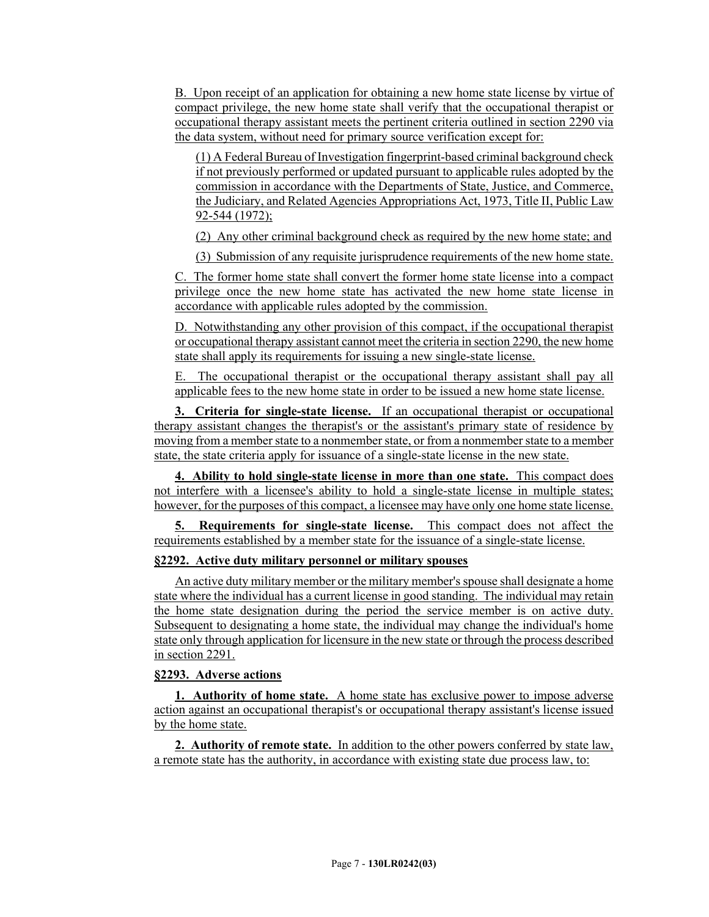B. Upon receipt of an application for obtaining a new home state license by virtue of compact privilege, the new home state shall verify that the occupational therapist or occupational therapy assistant meets the pertinent criteria outlined in section 2290 via the data system, without need for primary source verification except for:

(1) A Federal Bureau of Investigation fingerprint-based criminal background check if not previously performed or updated pursuant to applicable rules adopted by the commission in accordance with the Departments of State, Justice, and Commerce, the Judiciary, and Related Agencies Appropriations Act, 1973, Title II, Public Law 92-544 (1972);

(2) Any other criminal background check as required by the new home state; and

(3) Submission of any requisite jurisprudence requirements of the new home state.

C. The former home state shall convert the former home state license into a compact privilege once the new home state has activated the new home state license in accordance with applicable rules adopted by the commission.

D. Notwithstanding any other provision of this compact, if the occupational therapist or occupational therapy assistant cannot meet the criteria in section 2290, the new home state shall apply its requirements for issuing a new single-state license.

E. The occupational therapist or the occupational therapy assistant shall pay all applicable fees to the new home state in order to be issued a new home state license.

**3. Criteria for single-state license.** If an occupational therapist or occupational therapy assistant changes the therapist's or the assistant's primary state of residence by moving from a member state to a nonmember state, or from a nonmember state to a member state, the state criteria apply for issuance of a single-state license in the new state.

**4. Ability to hold single-state license in more than one state.** This compact does not interfere with a licensee's ability to hold a single-state license in multiple states; however, for the purposes of this compact, a licensee may have only one home state license.

**5. Requirements for single-state license.** This compact does not affect the requirements established by a member state for the issuance of a single-state license.

**§2292. Active duty military personnel or military spouses**

An active duty military member or the military member's spouse shall designate a home state where the individual has a current license in good standing. The individual may retain the home state designation during the period the service member is on active duty. Subsequent to designating a home state, the individual may change the individual's home state only through application for licensure in the new state or through the process described in section 2291.

**§2293. Adverse actions**

**1. Authority of home state.** A home state has exclusive power to impose adverse action against an occupational therapist's or occupational therapy assistant's license issued by the home state.

**2. Authority of remote state.** In addition to the other powers conferred by state law, a remote state has the authority, in accordance with existing state due process law, to: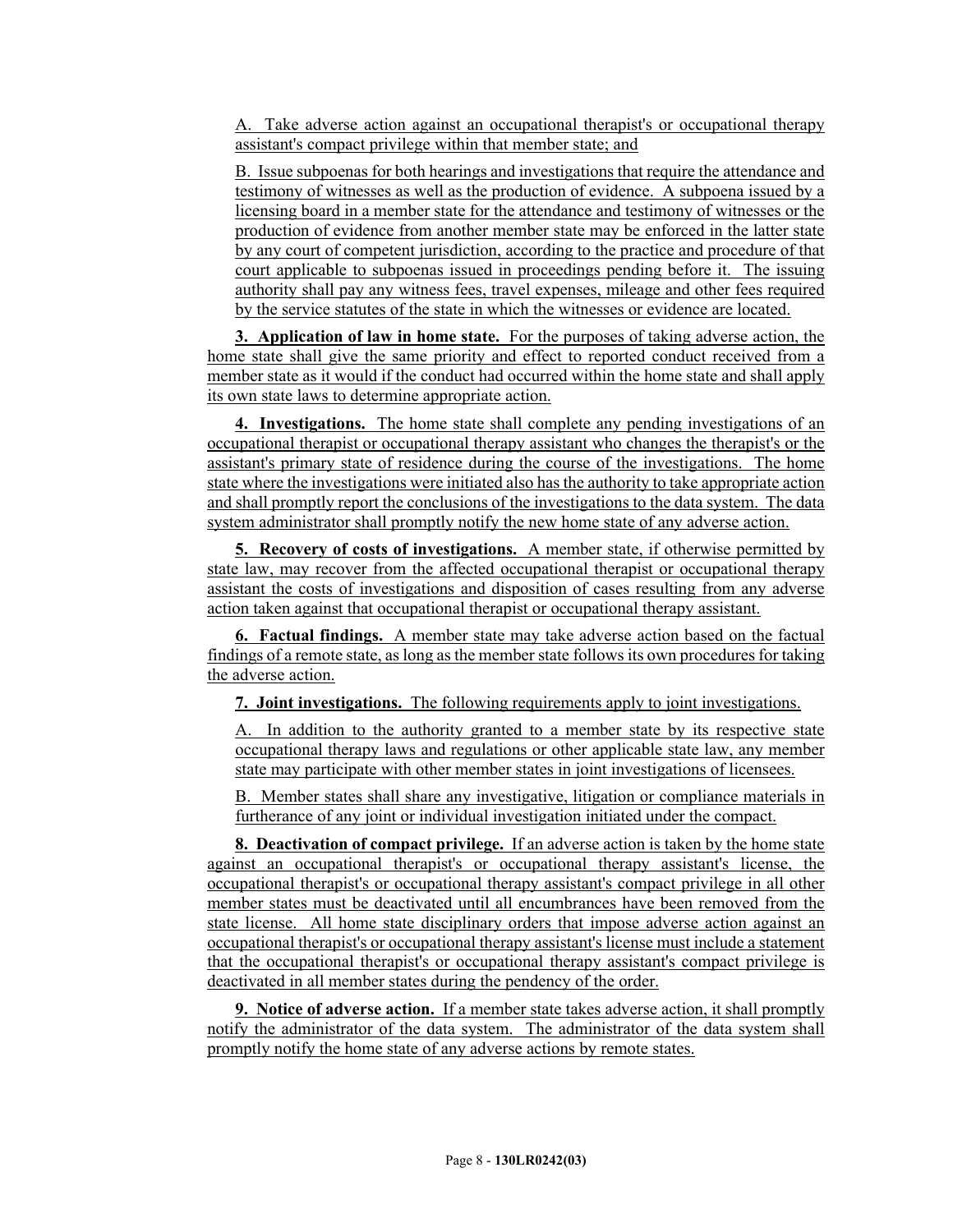A. Take adverse action against an occupational therapist's or occupational therapy assistant's compact privilege within that member state; and

B. Issue subpoenas for both hearings and investigations that require the attendance and testimony of witnesses as well as the production of evidence. A subpoena issued by a licensing board in a member state for the attendance and testimony of witnesses or the production of evidence from another member state may be enforced in the latter state by any court of competent jurisdiction, according to the practice and procedure of that court applicable to subpoenas issued in proceedings pending before it. The issuing authority shall pay any witness fees, travel expenses, mileage and other fees required by the service statutes of the state in which the witnesses or evidence are located.

**3. Application of law in home state.** For the purposes of taking adverse action, the home state shall give the same priority and effect to reported conduct received from a member state as it would if the conduct had occurred within the home state and shall apply its own state laws to determine appropriate action.

**4. Investigations.** The home state shall complete any pending investigations of an occupational therapist or occupational therapy assistant who changes the therapist's or the assistant's primary state of residence during the course of the investigations. The home state where the investigations were initiated also has the authority to take appropriate action and shall promptly report the conclusions of the investigations to the data system. The data system administrator shall promptly notify the new home state of any adverse action.

**5. Recovery of costs of investigations.** A member state, if otherwise permitted by state law, may recover from the affected occupational therapist or occupational therapy assistant the costs of investigations and disposition of cases resulting from any adverse action taken against that occupational therapist or occupational therapy assistant.

**6. Factual findings.** A member state may take adverse action based on the factual findings of a remote state, as long as the member state follows its own procedures for taking the adverse action.

**7. Joint investigations.** The following requirements apply to joint investigations.

A. In addition to the authority granted to a member state by its respective state occupational therapy laws and regulations or other applicable state law, any member state may participate with other member states in joint investigations of licensees.

B. Member states shall share any investigative, litigation or compliance materials in furtherance of any joint or individual investigation initiated under the compact.

**8. Deactivation of compact privilege.** If an adverse action is taken by the home state against an occupational therapist's or occupational therapy assistant's license, the occupational therapist's or occupational therapy assistant's compact privilege in all other member states must be deactivated until all encumbrances have been removed from the state license. All home state disciplinary orders that impose adverse action against an occupational therapist's or occupational therapy assistant's license must include a statement that the occupational therapist's or occupational therapy assistant's compact privilege is deactivated in all member states during the pendency of the order.

**9. Notice of adverse action.** If a member state takes adverse action, it shall promptly notify the administrator of the data system. The administrator of the data system shall promptly notify the home state of any adverse actions by remote states.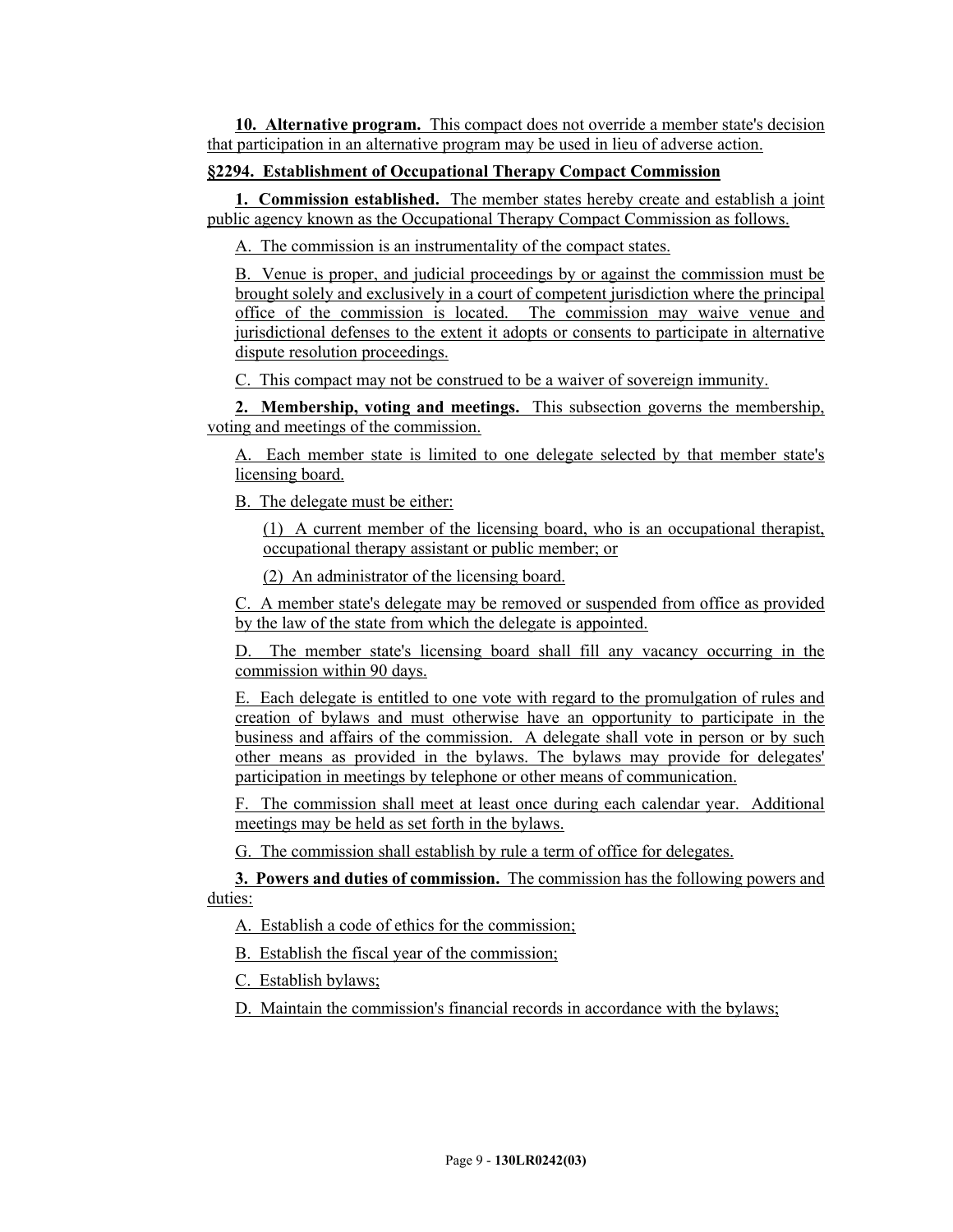**10. Alternative program.** This compact does not override a member state's decision that participation in an alternative program may be used in lieu of adverse action.

**§2294. Establishment of Occupational Therapy Compact Commission**

**1. Commission established.** The member states hereby create and establish a joint public agency known as the Occupational Therapy Compact Commission as follows.

A. The commission is an instrumentality of the compact states.

B. Venue is proper, and judicial proceedings by or against the commission must be brought solely and exclusively in a court of competent jurisdiction where the principal office of the commission is located. The commission may waive venue and jurisdictional defenses to the extent it adopts or consents to participate in alternative dispute resolution proceedings.

C. This compact may not be construed to be a waiver of sovereign immunity.

**2. Membership, voting and meetings.** This subsection governs the membership, voting and meetings of the commission.

A. Each member state is limited to one delegate selected by that member state's licensing board.

B. The delegate must be either:

(1) A current member of the licensing board, who is an occupational therapist, occupational therapy assistant or public member; or

(2) An administrator of the licensing board.

C. A member state's delegate may be removed or suspended from office as provided by the law of the state from which the delegate is appointed.

D. The member state's licensing board shall fill any vacancy occurring in the commission within 90 days.

E. Each delegate is entitled to one vote with regard to the promulgation of rules and creation of bylaws and must otherwise have an opportunity to participate in the business and affairs of the commission. A delegate shall vote in person or by such other means as provided in the bylaws. The bylaws may provide for delegates' participation in meetings by telephone or other means of communication.

F. The commission shall meet at least once during each calendar year. Additional meetings may be held as set forth in the bylaws.

G. The commission shall establish by rule a term of office for delegates.

**3. Powers and duties of commission.** The commission has the following powers and duties:

A. Establish a code of ethics for the commission;

B. Establish the fiscal year of the commission;

C. Establish bylaws;

D. Maintain the commission's financial records in accordance with the bylaws;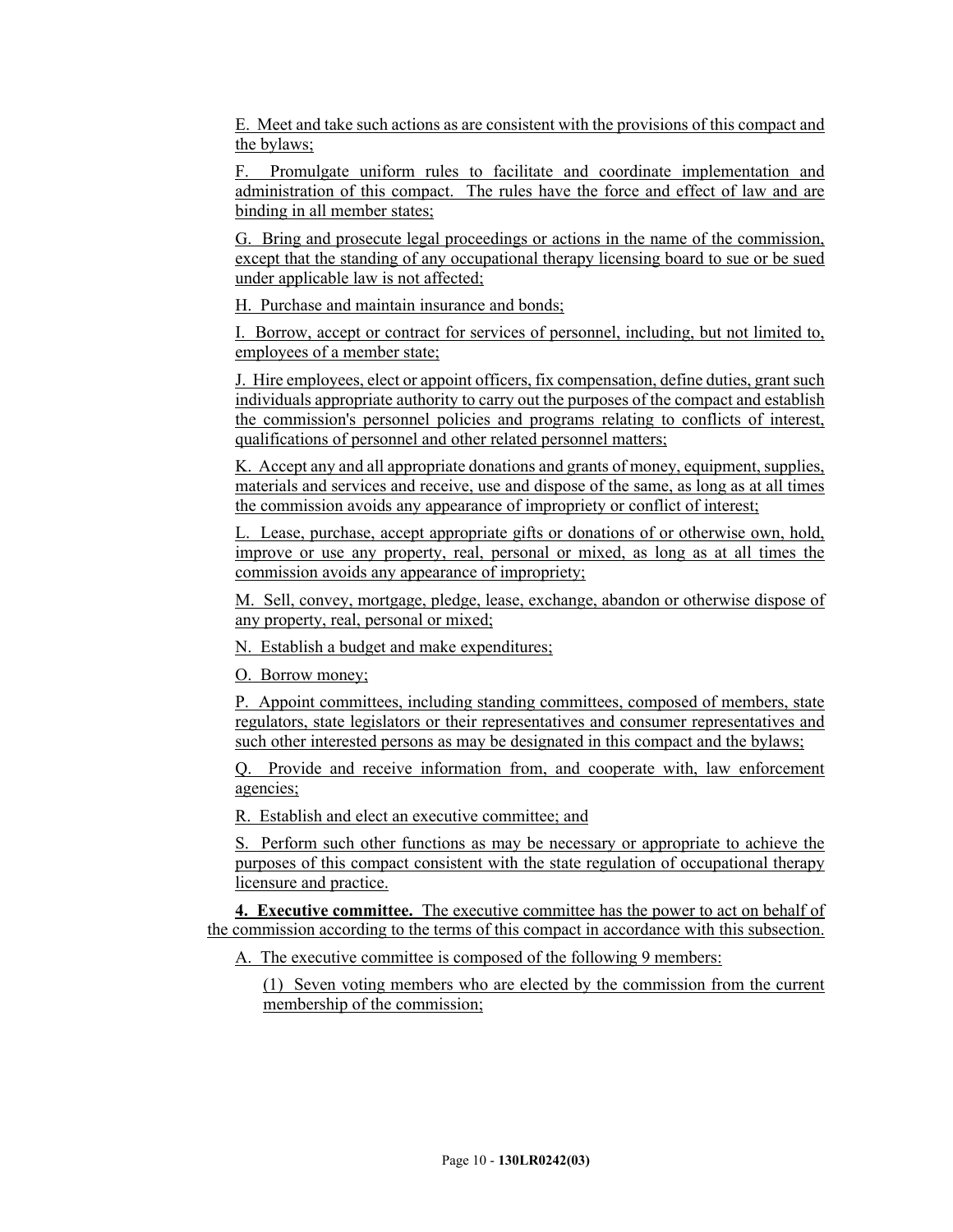E. Meet and take such actions as are consistent with the provisions of this compact and the bylaws;

F. Promulgate uniform rules to facilitate and coordinate implementation and administration of this compact. The rules have the force and effect of law and are binding in all member states;

G. Bring and prosecute legal proceedings or actions in the name of the commission, except that the standing of any occupational therapy licensing board to sue or be sued under applicable law is not affected;

H. Purchase and maintain insurance and bonds;

I. Borrow, accept or contract for services of personnel, including, but not limited to, employees of a member state;

J. Hire employees, elect or appoint officers, fix compensation, define duties, grant such individuals appropriate authority to carry out the purposes of the compact and establish the commission's personnel policies and programs relating to conflicts of interest, qualifications of personnel and other related personnel matters;

K. Accept any and all appropriate donations and grants of money, equipment, supplies, materials and services and receive, use and dispose of the same, as long as at all times the commission avoids any appearance of impropriety or conflict of interest;

L. Lease, purchase, accept appropriate gifts or donations of or otherwise own, hold, improve or use any property, real, personal or mixed, as long as at all times the commission avoids any appearance of impropriety;

M. Sell, convey, mortgage, pledge, lease, exchange, abandon or otherwise dispose of any property, real, personal or mixed;

N. Establish a budget and make expenditures;

O. Borrow money;

P. Appoint committees, including standing committees, composed of members, state regulators, state legislators or their representatives and consumer representatives and such other interested persons as may be designated in this compact and the bylaws;

Q. Provide and receive information from, and cooperate with, law enforcement agencies;

R. Establish and elect an executive committee; and

S. Perform such other functions as may be necessary or appropriate to achieve the purposes of this compact consistent with the state regulation of occupational therapy licensure and practice.

**4. Executive committee.** The executive committee has the power to act on behalf of the commission according to the terms of this compact in accordance with this subsection.

A. The executive committee is composed of the following 9 members:

(1) Seven voting members who are elected by the commission from the current membership of the commission;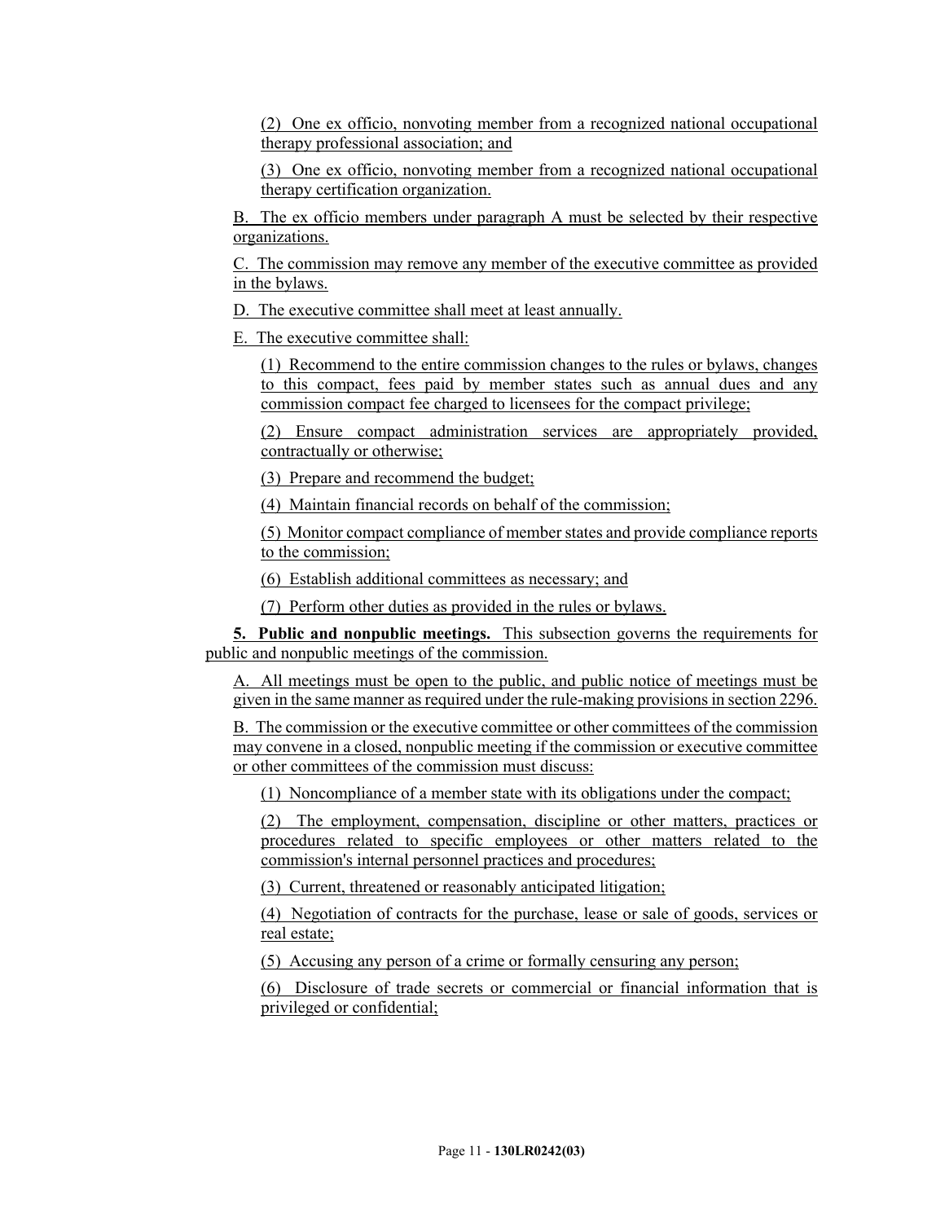(2) One ex officio, nonvoting member from a recognized national occupational therapy professional association; and

(3) One ex officio, nonvoting member from a recognized national occupational therapy certification organization.

B. The ex officio members under paragraph A must be selected by their respective organizations.

C. The commission may remove any member of the executive committee as provided in the bylaws.

D. The executive committee shall meet at least annually.

E. The executive committee shall:

(1) Recommend to the entire commission changes to the rules or bylaws, changes to this compact, fees paid by member states such as annual dues and any commission compact fee charged to licensees for the compact privilege;

(2) Ensure compact administration services are appropriately provided, contractually or otherwise;

(3) Prepare and recommend the budget;

(4) Maintain financial records on behalf of the commission;

(5) Monitor compact compliance of member states and provide compliance reports to the commission;

(6) Establish additional committees as necessary; and

(7) Perform other duties as provided in the rules or bylaws.

**5. Public and nonpublic meetings.** This subsection governs the requirements for public and nonpublic meetings of the commission.

A. All meetings must be open to the public, and public notice of meetings must be given in the same manner as required under the rule-making provisions in section 2296.

B. The commission or the executive committee or other committees of the commission may convene in a closed, nonpublic meeting if the commission or executive committee or other committees of the commission must discuss:

(1) Noncompliance of a member state with its obligations under the compact;

(2) The employment, compensation, discipline or other matters, practices or procedures related to specific employees or other matters related to the commission's internal personnel practices and procedures;

(3) Current, threatened or reasonably anticipated litigation;

(4) Negotiation of contracts for the purchase, lease or sale of goods, services or real estate;

(5) Accusing any person of a crime or formally censuring any person;

(6) Disclosure of trade secrets or commercial or financial information that is privileged or confidential;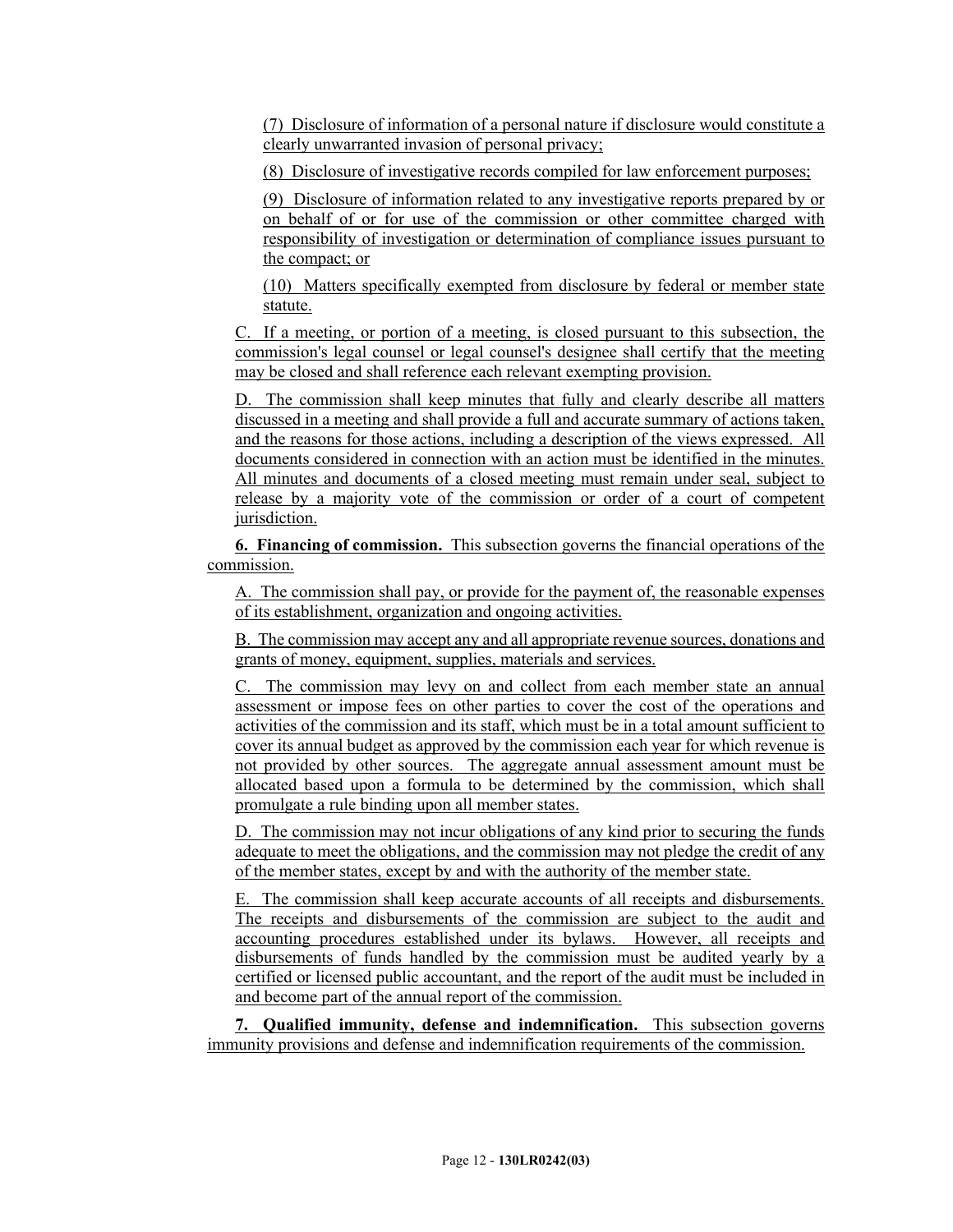(7) Disclosure of information of a personal nature if disclosure would constitute a clearly unwarranted invasion of personal privacy;

(8) Disclosure of investigative records compiled for law enforcement purposes;

(9) Disclosure of information related to any investigative reports prepared by or on behalf of or for use of the commission or other committee charged with responsibility of investigation or determination of compliance issues pursuant to the compact; or

(10) Matters specifically exempted from disclosure by federal or member state statute.

C. If a meeting, or portion of a meeting, is closed pursuant to this subsection, the commission's legal counsel or legal counsel's designee shall certify that the meeting may be closed and shall reference each relevant exempting provision.

D. The commission shall keep minutes that fully and clearly describe all matters discussed in a meeting and shall provide a full and accurate summary of actions taken, and the reasons for those actions, including a description of the views expressed. All documents considered in connection with an action must be identified in the minutes. All minutes and documents of a closed meeting must remain under seal, subject to release by a majority vote of the commission or order of a court of competent jurisdiction.

**6. Financing of commission.** This subsection governs the financial operations of the commission.

A. The commission shall pay, or provide for the payment of, the reasonable expenses of its establishment, organization and ongoing activities.

B. The commission may accept any and all appropriate revenue sources, donations and grants of money, equipment, supplies, materials and services.

C. The commission may levy on and collect from each member state an annual assessment or impose fees on other parties to cover the cost of the operations and activities of the commission and its staff, which must be in a total amount sufficient to cover its annual budget as approved by the commission each year for which revenue is not provided by other sources. The aggregate annual assessment amount must be allocated based upon a formula to be determined by the commission, which shall promulgate a rule binding upon all member states.

D. The commission may not incur obligations of any kind prior to securing the funds adequate to meet the obligations, and the commission may not pledge the credit of any of the member states, except by and with the authority of the member state.

E. The commission shall keep accurate accounts of all receipts and disbursements. The receipts and disbursements of the commission are subject to the audit and accounting procedures established under its bylaws. However, all receipts and disbursements of funds handled by the commission must be audited yearly by a certified or licensed public accountant, and the report of the audit must be included in and become part of the annual report of the commission.

**7. Qualified immunity, defense and indemnification.** This subsection governs immunity provisions and defense and indemnification requirements of the commission.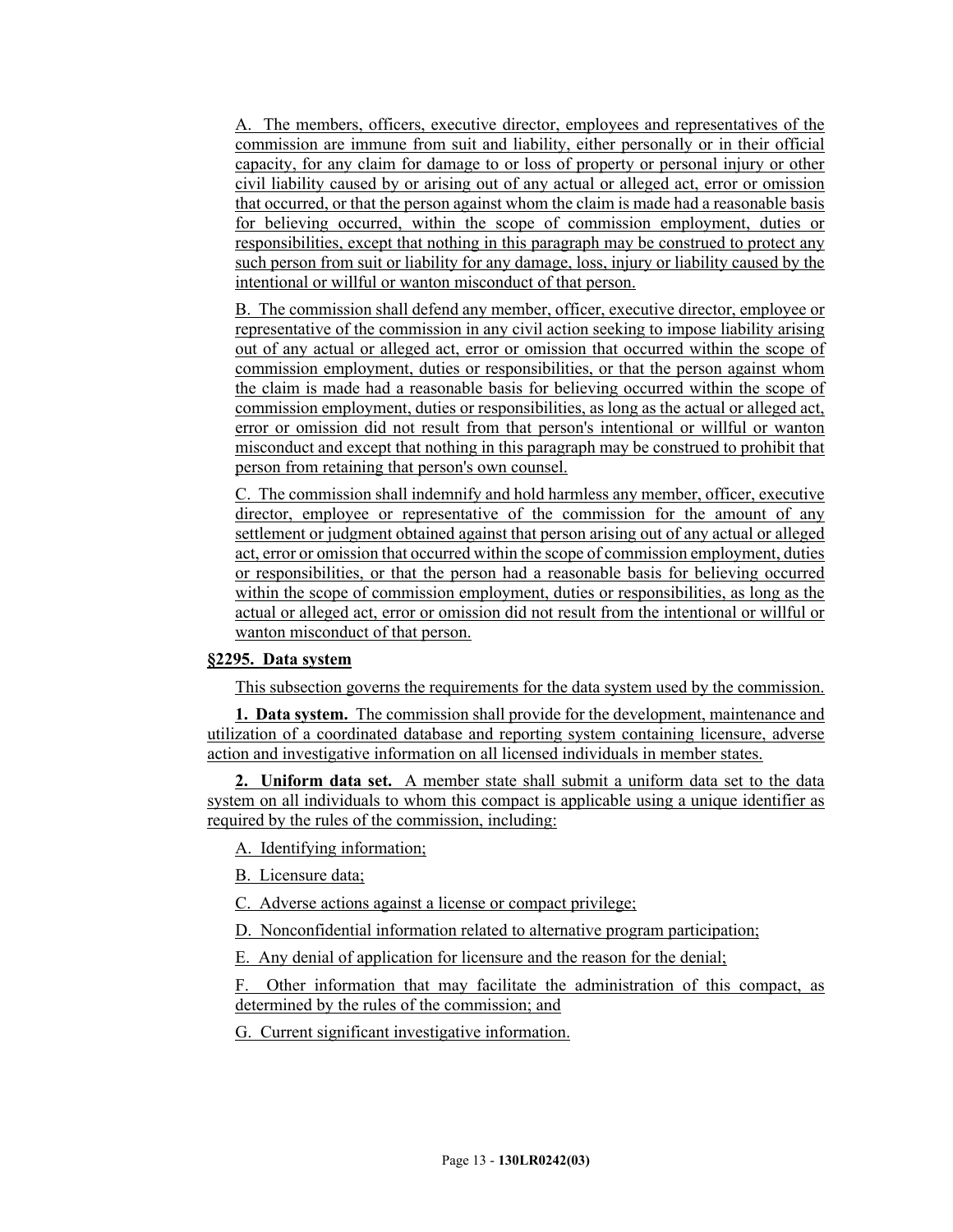A. The members, officers, executive director, employees and representatives of the commission are immune from suit and liability, either personally or in their official capacity, for any claim for damage to or loss of property or personal injury or other civil liability caused by or arising out of any actual or alleged act, error or omission that occurred, or that the person against whom the claim is made had a reasonable basis for believing occurred, within the scope of commission employment, duties or responsibilities, except that nothing in this paragraph may be construed to protect any such person from suit or liability for any damage, loss, injury or liability caused by the intentional or willful or wanton misconduct of that person.

B. The commission shall defend any member, officer, executive director, employee or representative of the commission in any civil action seeking to impose liability arising out of any actual or alleged act, error or omission that occurred within the scope of commission employment, duties or responsibilities, or that the person against whom the claim is made had a reasonable basis for believing occurred within the scope of commission employment, duties or responsibilities, as long as the actual or alleged act, error or omission did not result from that person's intentional or willful or wanton misconduct and except that nothing in this paragraph may be construed to prohibit that person from retaining that person's own counsel.

C. The commission shall indemnify and hold harmless any member, officer, executive director, employee or representative of the commission for the amount of any settlement or judgment obtained against that person arising out of any actual or alleged act, error or omission that occurred within the scope of commission employment, duties or responsibilities, or that the person had a reasonable basis for believing occurred within the scope of commission employment, duties or responsibilities, as long as the actual or alleged act, error or omission did not result from the intentional or willful or wanton misconduct of that person.

**§2295. Data system**

This subsection governs the requirements for the data system used by the commission.

**1. Data system.** The commission shall provide for the development, maintenance and utilization of a coordinated database and reporting system containing licensure, adverse action and investigative information on all licensed individuals in member states.

**2. Uniform data set.** A member state shall submit a uniform data set to the data system on all individuals to whom this compact is applicable using a unique identifier as required by the rules of the commission, including:

A. Identifying information;

B. Licensure data;

C. Adverse actions against a license or compact privilege;

D. Nonconfidential information related to alternative program participation;

E. Any denial of application for licensure and the reason for the denial;

F. Other information that may facilitate the administration of this compact, as determined by the rules of the commission; and

G. Current significant investigative information.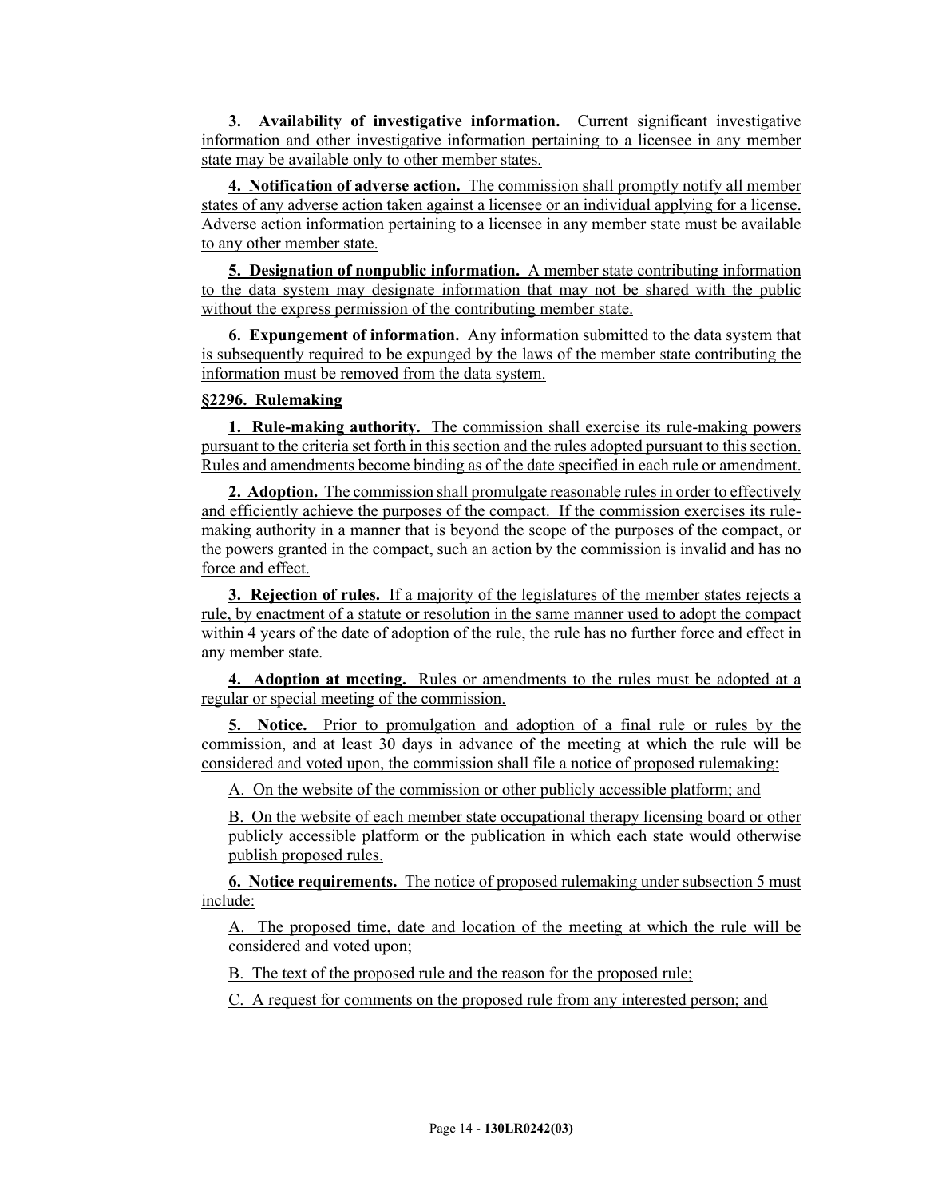**3. Availability of investigative information.** Current significant investigative information and other investigative information pertaining to a licensee in any member state may be available only to other member states.

**4. Notification of adverse action.** The commission shall promptly notify all member states of any adverse action taken against a licensee or an individual applying for a license. Adverse action information pertaining to a licensee in any member state must be available to any other member state.

**5. Designation of nonpublic information.** A member state contributing information to the data system may designate information that may not be shared with the public without the express permission of the contributing member state.

**6. Expungement of information.** Any information submitted to the data system that is subsequently required to be expunged by the laws of the member state contributing the information must be removed from the data system.

**§2296. Rulemaking**

**1. Rule-making authority.** The commission shall exercise its rule-making powers pursuant to the criteria set forth in this section and the rules adopted pursuant to this section. Rules and amendments become binding as of the date specified in each rule or amendment.

**2. Adoption.** The commission shall promulgate reasonable rules in order to effectively and efficiently achieve the purposes of the compact. If the commission exercises its rule-making authority in a manner that is beyond the scope of the purposes of the compact, or the powers granted in the compact, such an action by the commission is invalid and has no force and effect.

**3. Rejection of rules.** If a majority of the legislatures of the member states rejects a rule, by enactment of a statute or resolution in the same manner used to adopt the compact within 4 years of the date of adoption of the rule, the rule has no further force and effect in any member state.

**4. Adoption at meeting.** Rules or amendments to the rules must be adopted at a regular or special meeting of the commission.

**5. Notice.** Prior to promulgation and adoption of a final rule or rules by the commission, and at least 30 days in advance of the meeting at which the rule will be considered and voted upon, the commission shall file a notice of proposed rulemaking:

A. On the website of the commission or other publicly accessible platform; and

B. On the website of each member state occupational therapy licensing board or other publicly accessible platform or the publication in which each state would otherwise publish proposed rules.

**6. Notice requirements.** The notice of proposed rulemaking under subsection 5 must include:

A. The proposed time, date and location of the meeting at which the rule will be considered and voted upon;

B. The text of the proposed rule and the reason for the proposed rule;

C. A request for comments on the proposed rule from any interested person; and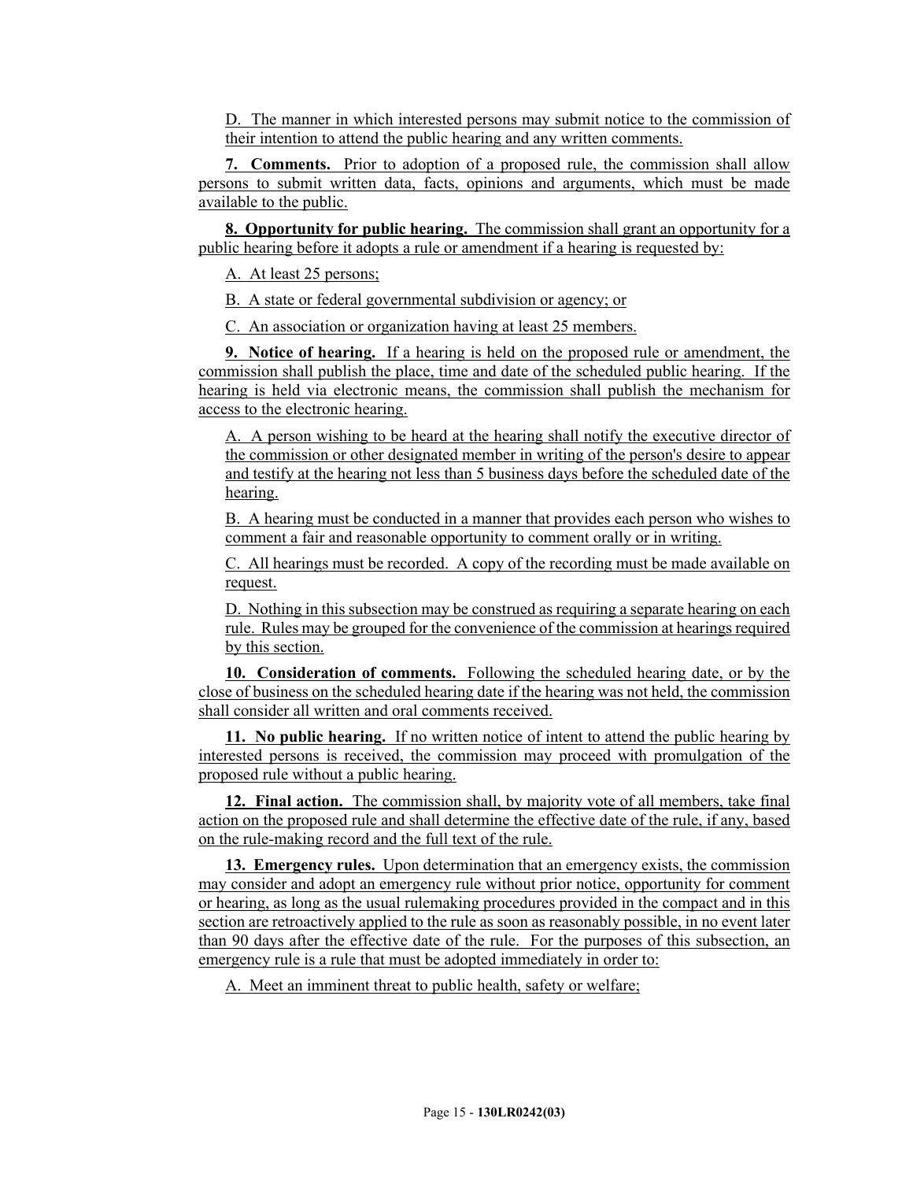D. The manner in which interested persons may submit notice to the commission of their intention to attend the public hearing and any written comments.

**7. Comments.** Prior to adoption of a proposed rule, the commission shall allow persons to submit written data, facts, opinions and arguments, which must be made available to the public.

**8. Opportunity for public hearing.** The commission shall grant an opportunity for a public hearing before it adopts a rule or amendment if a hearing is requested by:

A. At least 25 persons;

B. A state or federal governmental subdivision or agency; or

C. An association or organization having at least 25 members.

**9. Notice of hearing.** If a hearing is held on the proposed rule or amendment, the commission shall publish the place, time and date of the scheduled public hearing. If the hearing is held via electronic means, the commission shall publish the mechanism for access to the electronic hearing.

A. A person wishing to be heard at the hearing shall notify the executive director of the commission or other designated member in writing of the person's desire to appear and testify at the hearing not less than 5 business days before the scheduled date of the hearing.

B. A hearing must be conducted in a manner that provides each person who wishes to comment a fair and reasonable opportunity to comment orally or in writing.

C. All hearings must be recorded. A copy of the recording must be made available on request.

D. Nothing in this subsection may be construed as requiring a separate hearing on each rule. Rules may be grouped for the convenience of the commission at hearings required by this section.

**10. Consideration of comments.** Following the scheduled hearing date, or by the close of business on the scheduled hearing date if the hearing was not held, the commission shall consider all written and oral comments received.

**11. No public hearing.** If no written notice of intent to attend the public hearing by interested persons is received, the commission may proceed with promulgation of the proposed rule without a public hearing.

**12. Final action.** The commission shall, by majority vote of all members, take final action on the proposed rule and shall determine the effective date of the rule, if any, based on the rule-making record and the full text of the rule.

**13. Emergency rules.** Upon determination that an emergency exists, the commission may consider and adopt an emergency rule without prior notice, opportunity for comment or hearing, as long as the usual rulemaking procedures provided in the compact and in this section are retroactively applied to the rule as soon as reasonably possible, in no event later than 90 days after the effective date of the rule. For the purposes of this subsection, an emergency rule is a rule that must be adopted immediately in order to:

A. Meet an imminent threat to public health, safety or welfare;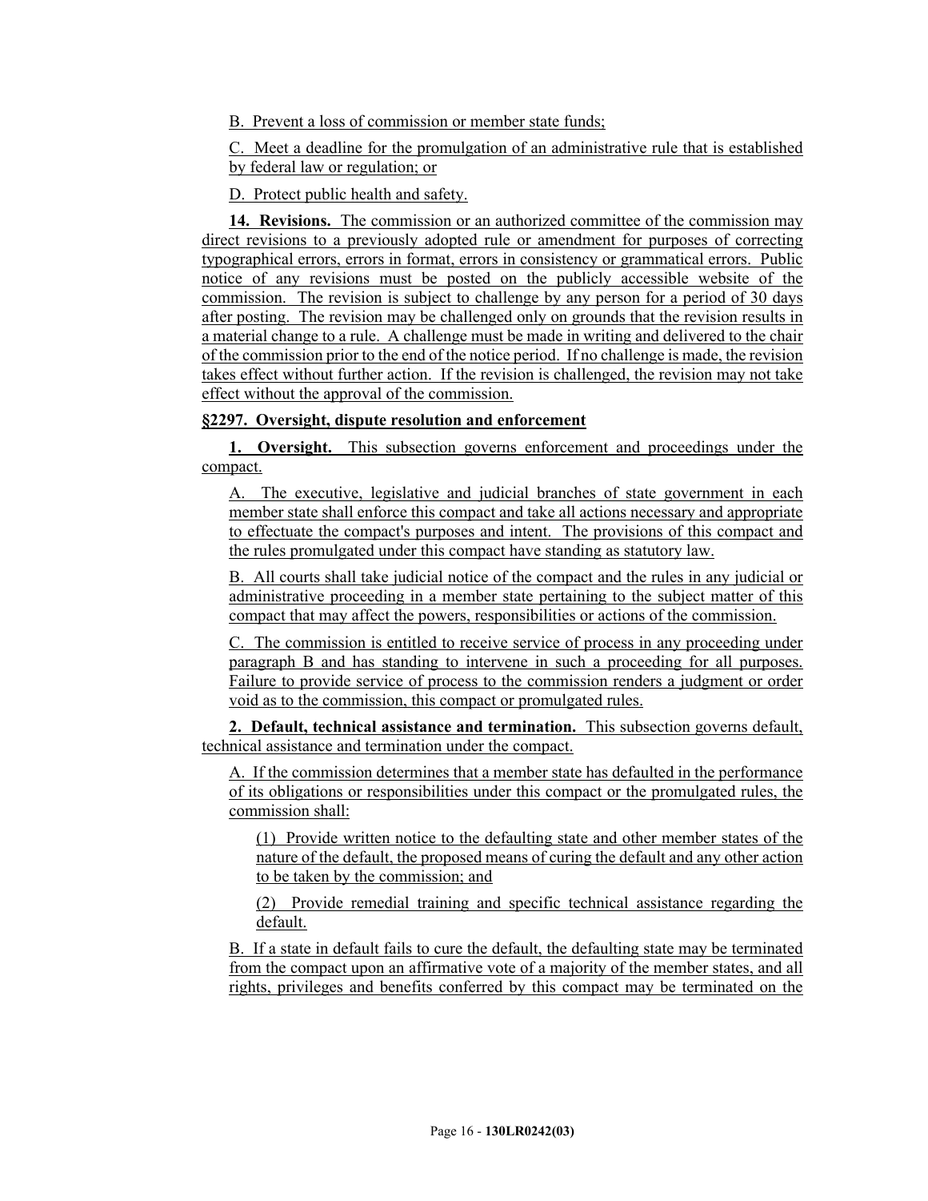B. Prevent a loss of commission or member state funds;

C. Meet a deadline for the promulgation of an administrative rule that is established by federal law or regulation; or

D. Protect public health and safety.

**14. Revisions.** The commission or an authorized committee of the commission may direct revisions to a previously adopted rule or amendment for purposes of correcting typographical errors, errors in format, errors in consistency or grammatical errors. Public notice of any revisions must be posted on the publicly accessible website of the commission. The revision is subject to challenge by any person for a period of 30 days after posting. The revision may be challenged only on grounds that the revision results in a material change to a rule. A challenge must be made in writing and delivered to the chair of the commission prior to the end of the notice period. If no challenge is made, the revision takes effect without further action. If the revision is challenged, the revision may not take effect without the approval of the commission.

**§2297. Oversight, dispute resolution and enforcement**

**1. Oversight.** This subsection governs enforcement and proceedings under the compact.

A. The executive, legislative and judicial branches of state government in each member state shall enforce this compact and take all actions necessary and appropriate to effectuate the compact's purposes and intent. The provisions of this compact and the rules promulgated under this compact have standing as statutory law.

B. All courts shall take judicial notice of the compact and the rules in any judicial or administrative proceeding in a member state pertaining to the subject matter of this compact that may affect the powers, responsibilities or actions of the commission.

C. The commission is entitled to receive service of process in any proceeding under paragraph B and has standing to intervene in such a proceeding for all purposes. Failure to provide service of process to the commission renders a judgment or order void as to the commission, this compact or promulgated rules.

**2. Default, technical assistance and termination.** This subsection governs default, technical assistance and termination under the compact.

A. If the commission determines that a member state has defaulted in the performance of its obligations or responsibilities under this compact or the promulgated rules, the commission shall:

(1) Provide written notice to the defaulting state and other member states of the nature of the default, the proposed means of curing the default and any other action to be taken by the commission; and

(2) Provide remedial training and specific technical assistance regarding the default.

B. If a state in default fails to cure the default, the defaulting state may be terminated from the compact upon an affirmative vote of a majority of the member states, and all rights, privileges and benefits conferred by this compact may be terminated on the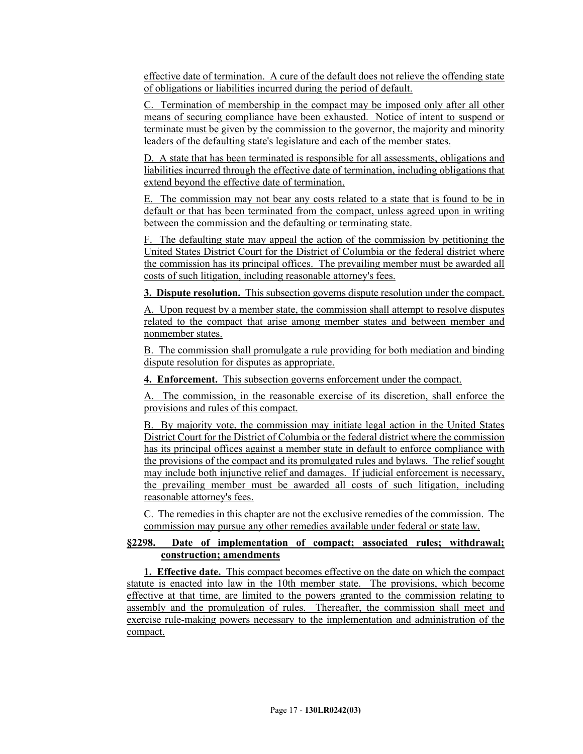effective date of termination. A cure of the default does not relieve the offending state of obligations or liabilities incurred during the period of default.

C. Termination of membership in the compact may be imposed only after all other means of securing compliance have been exhausted. Notice of intent to suspend or terminate must be given by the commission to the governor, the majority and minority leaders of the defaulting state's legislature and each of the member states.

D. A state that has been terminated is responsible for all assessments, obligations and liabilities incurred through the effective date of termination, including obligations that extend beyond the effective date of termination.

E. The commission may not bear any costs related to a state that is found to be in default or that has been terminated from the compact, unless agreed upon in writing between the commission and the defaulting or terminating state.

F. The defaulting state may appeal the action of the commission by petitioning the United States District Court for the District of Columbia or the federal district where the commission has its principal offices. The prevailing member must be awarded all costs of such litigation, including reasonable attorney's fees.

**3. Dispute resolution.** This subsection governs dispute resolution under the compact.

A. Upon request by a member state, the commission shall attempt to resolve disputes related to the compact that arise among member states and between member and nonmember states.

B. The commission shall promulgate a rule providing for both mediation and binding dispute resolution for disputes as appropriate.

**4. Enforcement.** This subsection governs enforcement under the compact.

A. The commission, in the reasonable exercise of its discretion, shall enforce the provisions and rules of this compact.

B. By majority vote, the commission may initiate legal action in the United States District Court for the District of Columbia or the federal district where the commission has its principal offices against a member state in default to enforce compliance with the provisions of the compact and its promulgated rules and bylaws. The relief sought may include both injunctive relief and damages. If judicial enforcement is necessary, the prevailing member must be awarded all costs of such litigation, including reasonable attorney's fees.

C. The remedies in this chapter are not the exclusive remedies of the commission. The commission may pursue any other remedies available under federal or state law.

**§2298. Date of implementation of compact; associated rules; withdrawal; construction; amendments**

**1. Effective date.** This compact becomes effective on the date on which the compact statute is enacted into law in the 10th member state. The provisions, which become effective at that time, are limited to the powers granted to the commission relating to assembly and the promulgation of rules. Thereafter, the commission shall meet and exercise rule-making powers necessary to the implementation and administration of the compact.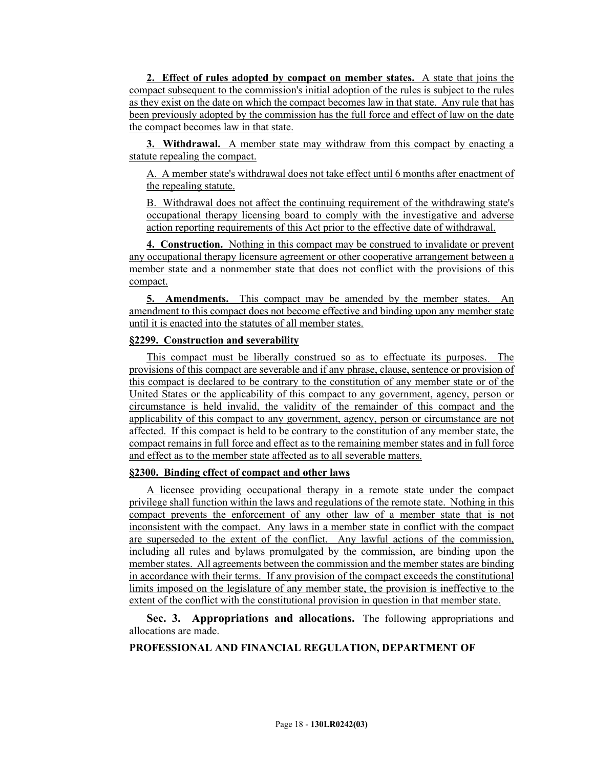**2. Effect of rules adopted by compact on member states.** A state that joins the compact subsequent to the commission's initial adoption of the rules is subject to the rules as they exist on the date on which the compact becomes law in that state. Any rule that has been previously adopted by the commission has the full force and effect of law on the date the compact becomes law in that state.

**3. Withdrawal.** A member state may withdraw from this compact by enacting a statute repealing the compact.

A. A member state's withdrawal does not take effect until 6 months after enactment of the repealing statute.

B. Withdrawal does not affect the continuing requirement of the withdrawing state's occupational therapy licensing board to comply with the investigative and adverse action reporting requirements of this Act prior to the effective date of withdrawal.

**4. Construction.** Nothing in this compact may be construed to invalidate or prevent any occupational therapy licensure agreement or other cooperative arrangement between a member state and a nonmember state that does not conflict with the provisions of this compact.

**5. Amendments.** This compact may be amended by the member states. An amendment to this compact does not become effective and binding upon any member state until it is enacted into the statutes of all member states.

**§2299. Construction and severability**

This compact must be liberally construed so as to effectuate its purposes. The provisions of this compact are severable and if any phrase, clause, sentence or provision of this compact is declared to be contrary to the constitution of any member state or of the United States or the applicability of this compact to any government, agency, person or circumstance is held invalid, the validity of the remainder of this compact and the applicability of this compact to any government, agency, person or circumstance are not affected. If this compact is held to be contrary to the constitution of any member state, the compact remains in full force and effect as to the remaining member states and in full force and effect as to the member state affected as to all severable matters.

**§2300. Binding effect of compact and other laws**

A licensee providing occupational therapy in a remote state under the compact privilege shall function within the laws and regulations of the remote state. Nothing in this compact prevents the enforcement of any other law of a member state that is not inconsistent with the compact. Any laws in a member state in conflict with the compact are superseded to the extent of the conflict. Any lawful actions of the commission, including all rules and bylaws promulgated by the commission, are binding upon the member states. All agreements between the commission and the member states are binding in accordance with their terms. If any provision of the compact exceeds the constitutional limits imposed on the legislature of any member state, the provision is ineffective to the extent of the conflict with the constitutional provision in question in that member state.

**Sec. 3. Appropriations and allocations.** The following appropriations and allocations are made.

**PROFESSIONAL AND FINANCIAL REGULATION, DEPARTMENT OF**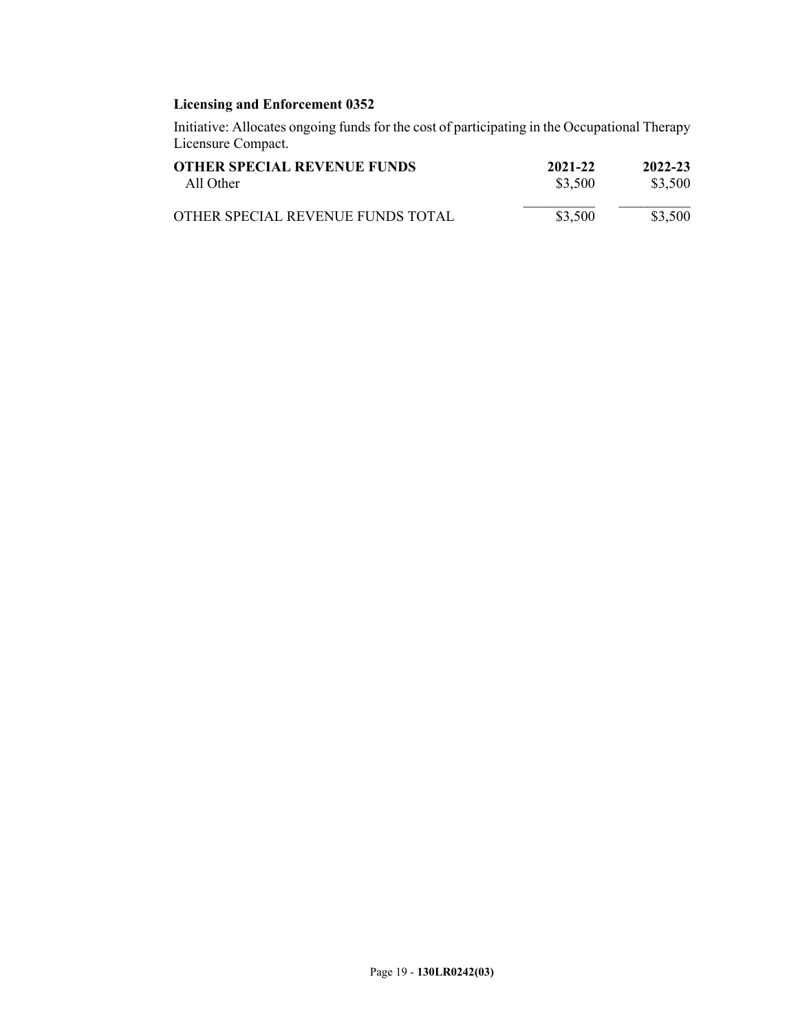**Licensing and Enforcement 0352**

Initiative: Allocates ongoing funds for the cost of participating in the Occupational Therapy Licensure Compact.

| **OTHER SPECIAL REVENUE FUNDS** | **2021-22** | **2022-23** |
| --- | --- | --- |
| All Other | $3,500 | $3,500 |
| OTHER SPECIAL REVENUE FUNDS TOTAL | $3,500 | $3,500 |